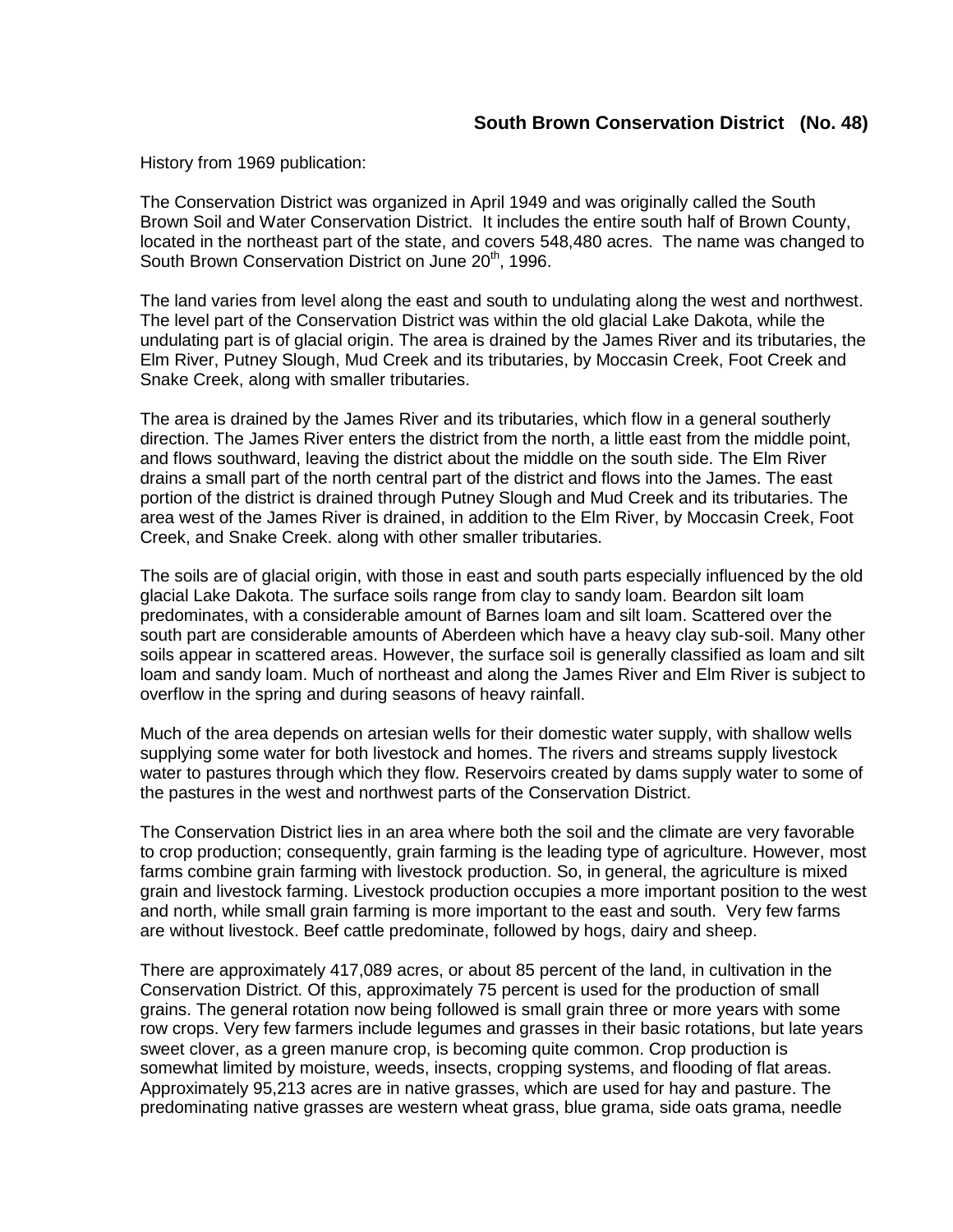## South Brown Conservation District (No. 48)

History from 1969 publication:

The Conservation District was organized in April 1949 and was originally called the South Brown Soil and Water Conservation District. It includes the entire south half of Brown County, located in the northeast part of the state, and covers 548,480 acres. The name was changed to South Brown Conservation District on June 20th, 1996.

The land varies from level along the east and south to undulating along the west and northwest. The level part of the Conservation District was within the old glacial Lake Dakota, while the undulating part is of glacial origin. The area is drained by the James River and its tributaries, the Elm River, Putney Slough, Mud Creek and its tributaries, by Moccasin Creek, Foot Creek and Snake Creek, along with smaller tributaries.

The area is drained by the James River and its tributaries, which flow in a general southerly direction. The James River enters the district from the north, a little east from the middle point, and flows southward, leaving the district about the middle on the south side. The Elm River drains a small part of the north central part of the district and flows into the James. The east portion of the district is drained through Putney Slough and Mud Creek and its tributaries. The area west of the James River is drained, in addition to the Elm River, by Moccasin Creek, Foot Creek, and Snake Creek. along with other smaller tributaries.

The soils are of glacial origin, with those in east and south parts especially influenced by the old glacial Lake Dakota. The surface soils range from clay to sandy loam. Beardon silt loam predominates, with a considerable amount of Barnes loam and silt loam. Scattered over the south part are considerable amounts of Aberdeen which have a heavy clay sub-soil. Many other soils appear in scattered areas. However, the surface soil is generally classified as loam and silt loam and sandy loam. Much of northeast and along the James River and Elm River is subject to overflow in the spring and during seasons of heavy rainfall.

Much of the area depends on artesian wells for their domestic water supply, with shallow wells supplying some water for both livestock and homes. The rivers and streams supply livestock water to pastures through which they flow. Reservoirs created by dams supply water to some of the pastures in the west and northwest parts of the Conservation District.

The Conservation District lies in an area where both the soil and the climate are very favorable to crop production; consequently, grain farming is the leading type of agriculture. However, most farms combine grain farming with livestock production. So, in general, the agriculture is mixed grain and livestock farming. Livestock production occupies a more important position to the west and north, while small grain farming is more important to the east and south. Very few farms are without livestock. Beef cattle predominate, followed by hogs, dairy and sheep.

There are approximately 417,089 acres, or about 85 percent of the land, in cultivation in the Conservation District. Of this, approximately 75 percent is used for the production of small grains. The general rotation now being followed is small grain three or more years with some row crops. Very few farmers include legumes and grasses in their basic rotations, but late years sweet clover, as a green manure crop, is becoming quite common. Crop production is somewhat limited by moisture, weeds, insects, cropping systems, and flooding of flat areas. Approximately 95,213 acres are in native grasses, which are used for hay and pasture. The predominating native grasses are western wheat grass, blue grama, side oats grama, needle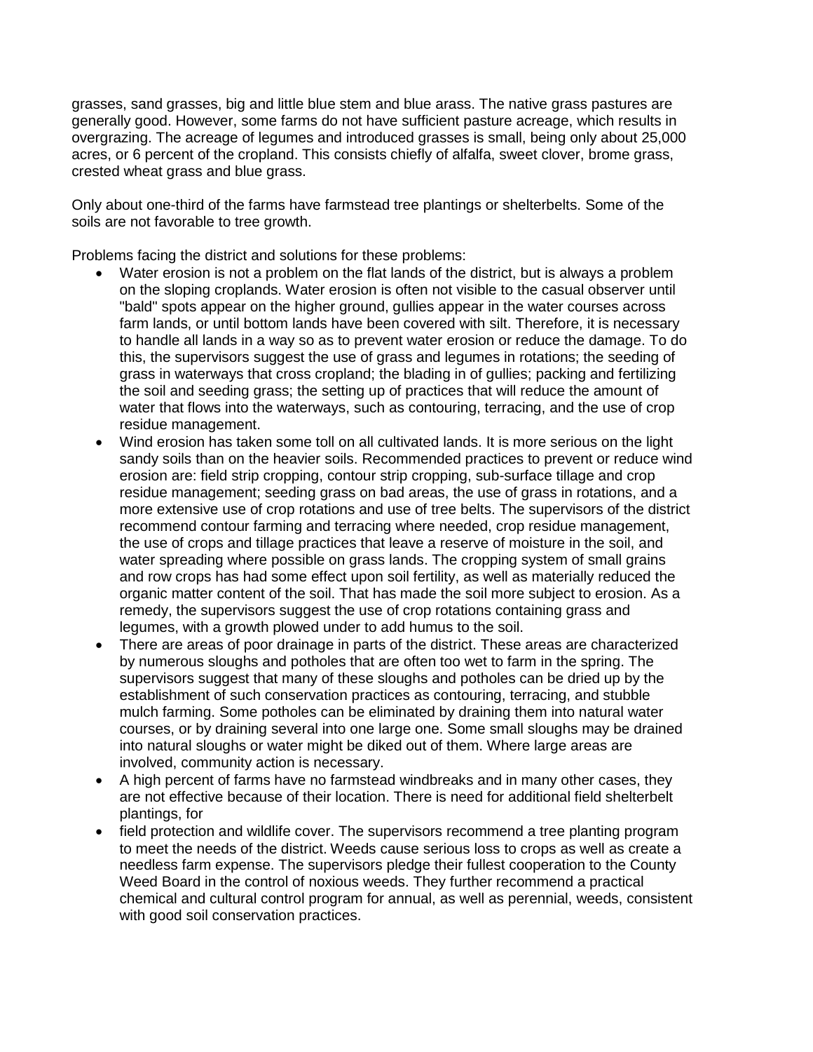grasses, sand grasses, big and little blue stem and blue arass. The native grass pastures are generally good. However, some farms do not have sufficient pasture acreage, which results in overgrazing. The acreage of legumes and introduced grasses is small, being only about 25,000 acres, or 6 percent of the cropland. This consists chiefly of alfalfa, sweet clover, brome grass, crested wheat grass and blue grass.

Only about one-third of the farms have farmstead tree plantings or shelterbelts. Some of the soils are not favorable to tree growth.

Problems facing the district and solutions for these problems:

- Water erosion is not a problem on the flat lands of the district, but is always a problem on the sloping croplands. Water erosion is often not visible to the casual observer until "bald" spots appear on the higher ground, gullies appear in the water courses across farm lands, or until bottom lands have been covered with silt. Therefore, it is necessary to handle all lands in a way so as to prevent water erosion or reduce the damage. To do this, the supervisors suggest the use of grass and legumes in rotations; the seeding of grass in waterways that cross cropland; the blading in of gullies; packing and fertilizing the soil and seeding grass; the setting up of practices that will reduce the amount of water that flows into the waterways, such as contouring, terracing, and the use of crop residue management.
- Wind erosion has taken some toll on all cultivated lands. It is more serious on the light sandy soils than on the heavier soils. Recommended practices to prevent or reduce wind erosion are: field strip cropping, contour strip cropping, sub-surface tillage and crop residue management; seeding grass on bad areas, the use of grass in rotations, and a more extensive use of crop rotations and use of tree belts. The supervisors of the district recommend contour farming and terracing where needed, crop residue management, the use of crops and tillage practices that leave a reserve of moisture in the soil, and water spreading where possible on grass lands. The cropping system of small grains and row crops has had some effect upon soil fertility, as well as materially reduced the organic matter content of the soil. That has made the soil more subject to erosion. As a remedy, the supervisors suggest the use of crop rotations containing grass and legumes, with a growth plowed under to add humus to the soil.
- There are areas of poor drainage in parts of the district. These areas are characterized by numerous sloughs and potholes that are often too wet to farm in the spring. The supervisors suggest that many of these sloughs and potholes can be dried up by the establishment of such conservation practices as contouring, terracing, and stubble mulch farming. Some potholes can be eliminated by draining them into natural water courses, or by draining several into one large one. Some small sloughs may be drained into natural sloughs or water might be diked out of them. Where large areas are involved, community action is necessary.
- A high percent of farms have no farmstead windbreaks and in many other cases, they are not effective because of their location. There is need for additional field shelterbelt plantings, for
- field protection and wildlife cover. The supervisors recommend a tree planting program to meet the needs of the district. Weeds cause serious loss to crops as well as create a needless farm expense. The supervisors pledge their fullest cooperation to the County Weed Board in the control of noxious weeds. They further recommend a practical chemical and cultural control program for annual, as well as perennial, weeds, consistent with good soil conservation practices.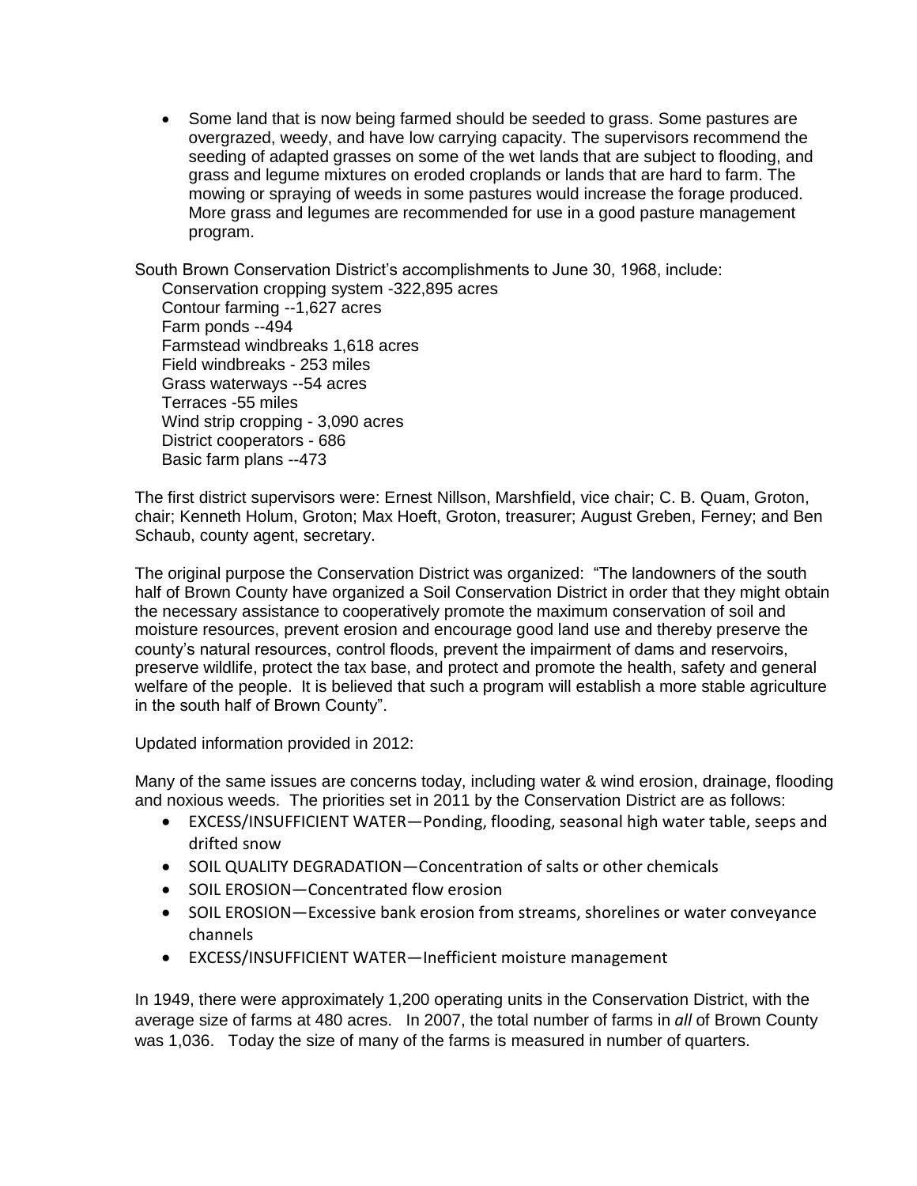- Some land that is now being farmed should be seeded to grass. Some pastures are overgrazed, weedy, and have low carrying capacity. The supervisors recommend the seeding of adapted grasses on some of the wet lands that are subject to flooding, and grass and legume mixtures on eroded croplands or lands that are hard to farm. The mowing or spraying of weeds in some pastures would increase the forage produced. More grass and legumes are recommended for use in a good pasture management program.

South Brown Conservation District's accomplishments to June 30, 1968, include:

Conservation cropping system -322,895 acres
Contour farming --1,627 acres
Farm ponds --494
Farmstead windbreaks 1,618 acres
Field windbreaks - 253 miles
Grass waterways --54 acres
Terraces -55 miles
Wind strip cropping - 3,090 acres
District cooperators - 686
Basic farm plans --473

The first district supervisors were: Ernest Nillson, Marshfield, vice chair; C. B. Quam, Groton, chair; Kenneth Holum, Groton; Max Hoeft, Groton, treasurer; August Greben, Ferney; and Ben Schaub, county agent, secretary.

The original purpose the Conservation District was organized: "The landowners of the south half of Brown County have organized a Soil Conservation District in order that they might obtain the necessary assistance to cooperatively promote the maximum conservation of soil and moisture resources, prevent erosion and encourage good land use and thereby preserve the county's natural resources, control floods, prevent the impairment of dams and reservoirs, preserve wildlife, protect the tax base, and protect and promote the health, safety and general welfare of the people. It is believed that such a program will establish a more stable agriculture in the south half of Brown County".

Updated information provided in 2012:

Many of the same issues are concerns today, including water & wind erosion, drainage, flooding and noxious weeds. The priorities set in 2011 by the Conservation District are as follows:

- EXCESS/INSUFFICIENT WATER—Ponding, flooding, seasonal high water table, seeps and drifted snow
- SOIL QUALITY DEGRADATION—Concentration of salts or other chemicals
- SOIL EROSION—Concentrated flow erosion
- SOIL EROSION—Excessive bank erosion from streams, shorelines or water conveyance channels
- EXCESS/INSUFFICIENT WATER—Inefficient moisture management

In 1949, there were approximately 1,200 operating units in the Conservation District, with the average size of farms at 480 acres. In 2007, the total number of farms in *all* of Brown County was 1,036. Today the size of many of the farms is measured in number of quarters.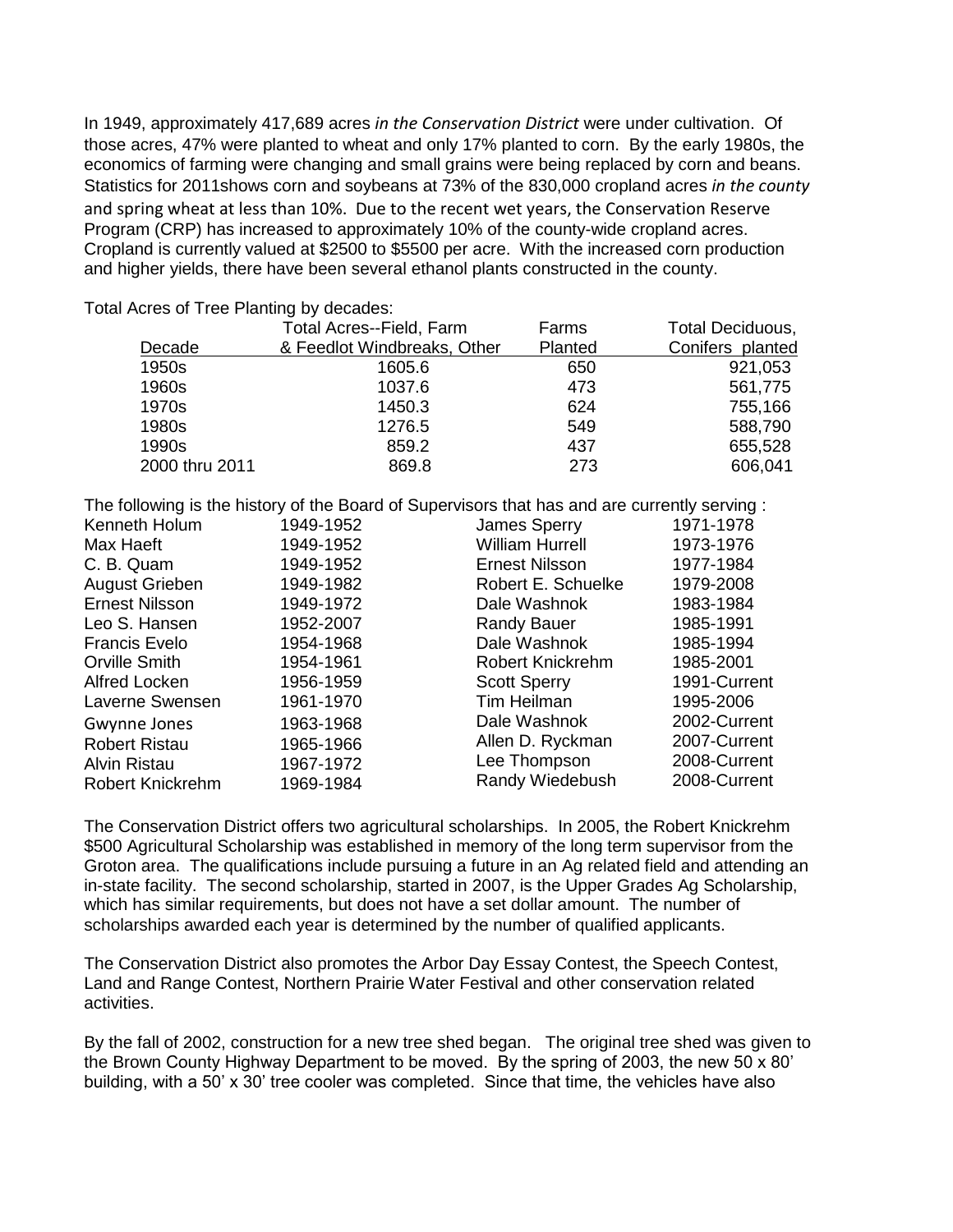In 1949, approximately 417,689 acres *in the Conservation District* were under cultivation. Of those acres, 47% were planted to wheat and only 17% planted to corn. By the early 1980s, the economics of farming were changing and small grains were being replaced by corn and beans. Statistics for 2011shows corn and soybeans at 73% of the 830,000 cropland acres *in the county* and spring wheat at less than 10%. Due to the recent wet years, the Conservation Reserve Program (CRP) has increased to approximately 10% of the county-wide cropland acres. Cropland is currently valued at $2500 to $5500 per acre. With the increased corn production and higher yields, there have been several ethanol plants constructed in the county.

Total Acres of Tree Planting by decades:

| Decade | Total Acres--Field, Farm & Feedlot Windbreaks, Other | Farms Planted | Total Deciduous, Conifers planted |
|---|---|---|---|
| 1950s | 1605.6 | 650 | 921,053 |
| 1960s | 1037.6 | 473 | 561,775 |
| 1970s | 1450.3 | 624 | 755,166 |
| 1980s | 1276.5 | 549 | 588,790 |
| 1990s | 859.2 | 437 | 655,528 |
| 2000 thru 2011 | 869.8 | 273 | 606,041 |

The following is the history of the Board of Supervisors that has and are currently serving :

| | | | |
|---|---|---|---|
| Kenneth Holum | 1949-1952 | James Sperry | 1971-1978 |
| Max Haeft | 1949-1952 | William Hurrell | 1973-1976 |
| C. B. Quam | 1949-1952 | Ernest Nilsson | 1977-1984 |
| August Grieben | 1949-1982 | Robert E. Schuelke | 1979-2008 |
| Ernest Nilsson | 1949-1972 | Dale Washnok | 1983-1984 |
| Leo S. Hansen | 1952-2007 | Randy Bauer | 1985-1991 |
| Francis Evelo | 1954-1968 | Dale Washnok | 1985-1994 |
| Orville Smith | 1954-1961 | Robert Knickrehm | 1985-2001 |
| Alfred Locken | 1956-1959 | Scott Sperry | 1991-Current |
| Laverne Swensen | 1961-1970 | Tim Heilman | 1995-2006 |
| Gwynne Jones | 1963-1968 | Dale Washnok | 2002-Current |
| Robert Ristau | 1965-1966 | Allen D. Ryckman | 2007-Current |
| Alvin Ristau | 1967-1972 | Lee Thompson | 2008-Current |
| Robert Knickrehm | 1969-1984 | Randy Wiedebush | 2008-Current |

The Conservation District offers two agricultural scholarships. In 2005, the Robert Knickrehm $500 Agricultural Scholarship was established in memory of the long term supervisor from the Groton area. The qualifications include pursuing a future in an Ag related field and attending an in-state facility. The second scholarship, started in 2007, is the Upper Grades Ag Scholarship, which has similar requirements, but does not have a set dollar amount. The number of scholarships awarded each year is determined by the number of qualified applicants.

The Conservation District also promotes the Arbor Day Essay Contest, the Speech Contest, Land and Range Contest, Northern Prairie Water Festival and other conservation related activities.

By the fall of 2002, construction for a new tree shed began. The original tree shed was given to the Brown County Highway Department to be moved. By the spring of 2003, the new 50 x 80' building, with a 50' x 30' tree cooler was completed. Since that time, the vehicles have also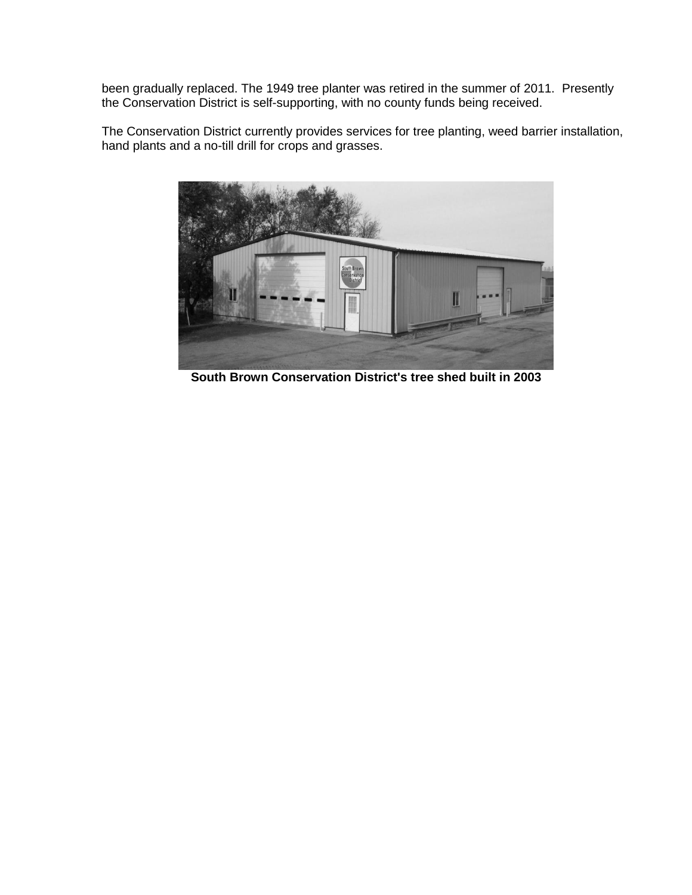been gradually replaced. The 1949 tree planter was retired in the summer of 2011. Presently the Conservation District is self-supporting, with no county funds being received.

The Conservation District currently provides services for tree planting, weed barrier installation, hand plants and a no-till drill for crops and grasses.

**South Brown Conservation District's tree shed built in 2003**